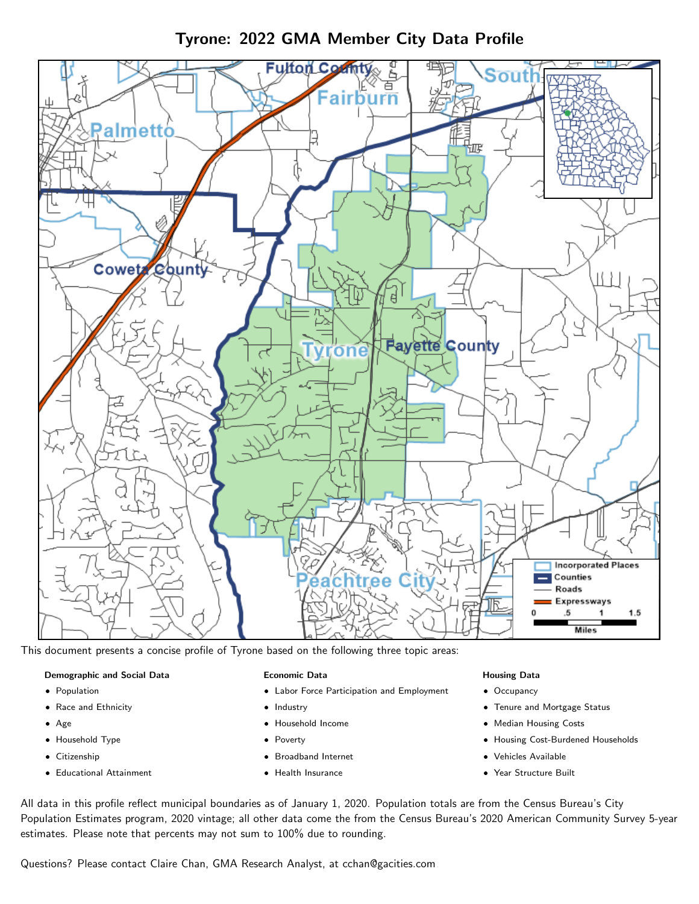# Tyrone: 2022 GMA Member City Data Profile

This document presents a concise profile of Tyrone based on the following three topic areas:

**Demographic and Social Data**

- Population
- Race and Ethnicity
- Age
- Household Type
- Citizenship
- Educational Attainment

**Economic Data**

- Labor Force Participation and Employment
- Industry
- Household Income
- Poverty
- Broadband Internet
- Health Insurance

**Housing Data**

- Occupancy
- Tenure and Mortgage Status
- Median Housing Costs
- Housing Cost-Burdened Households
- Vehicles Available
- Year Structure Built

All data in this profile reflect municipal boundaries as of January 1, 2020. Population totals are from the Census Bureau's City Population Estimates program, 2020 vintage; all other data come the from the Census Bureau's 2020 American Community Survey 5-year estimates. Please note that percents may not sum to 100% due to rounding.

Questions? Please contact Claire Chan, GMA Research Analyst, at cchan@gacities.com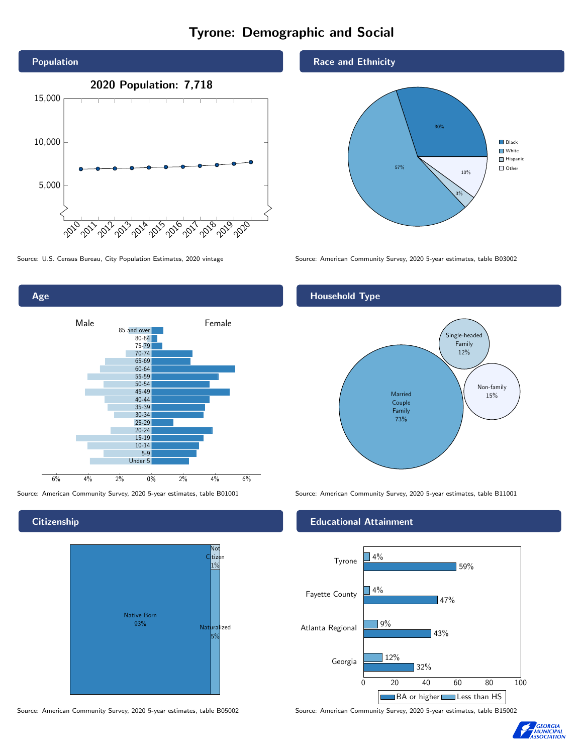# Tyrone: Demographic and Social

## Population

**2020 Population: 7,718**

Source: U.S. Census Bureau, City Population Estimates, 2020 vintage

## Race and Ethnicity

| Race/Ethnicity | Percent |
|---|---|
| Black | 30% |
| White | 57% |
| Hispanic | 3% |
| Other | 10% |

Source: American Community Survey, 2020 5-year estimates, table B03002

## Age

Source: American Community Survey, 2020 5-year estimates, table B01001

## Household Type

| Household Type | Percent |
|---|---|
| Married Couple Family | 73% |
| Single-headed Family | 12% |
| Non-family | 15% |

Source: American Community Survey, 2020 5-year estimates, table B11001

## Citizenship

| Citizenship | Percent |
|---|---|
| Native Born | 93% |
| Naturalized | 5% |
| Not Citizen | 1% |

Source: American Community Survey, 2020 5-year estimates, table B05002

## Educational Attainment

| | Less than HS | BA or higher |
|---|---|---|
| Tyrone | 4% | 59% |
| Fayette County | 4% | 47% |
| Atlanta Regional | 9% | 43% |
| Georgia | 12% | 32% |

Source: American Community Survey, 2020 5-year estimates, table B15002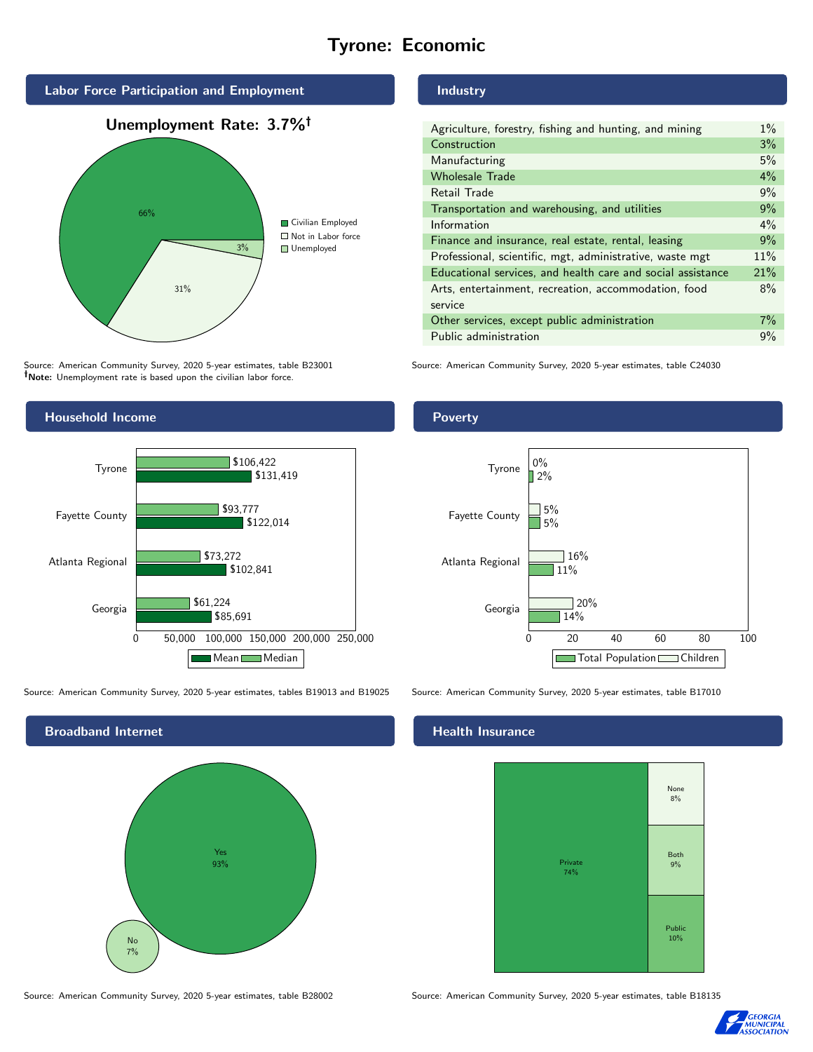# Tyrone: Economic

## Labor Force Participation and Employment

**Unemployment Rate: 3.7%†**

| Category | Percent |
|---|---|
| Civilian Employed | 66% |
| Not in Labor force | 31% |
| Unemployed | 3% |

Source: American Community Survey, 2020 5-year estimates, table B23001
**†Note:** Unemployment rate is based upon the civilian labor force.

## Industry

| Industry | Percent |
|---|---|
| Agriculture, forestry, fishing and hunting, and mining | 1% |
| Construction | 3% |
| Manufacturing | 5% |
| Wholesale Trade | 4% |
| Retail Trade | 9% |
| Transportation and warehousing, and utilities | 9% |
| Information | 4% |
| Finance and insurance, real estate, rental, leasing | 9% |
| Professional, scientific, mgt, administrative, waste mgt | 11% |
| Educational services, and health care and social assistance | 21% |
| Arts, entertainment, recreation, accommodation, food service | 8% |
| Other services, except public administration | 7% |
| Public administration | 9% |

Source: American Community Survey, 2020 5-year estimates, table C24030

## Household Income

| Geography | Median | Mean |
|---|---|---|
| Tyrone | $106,422 | $131,419 |
| Fayette County | $93,777 | $122,014 |
| Atlanta Regional | $73,272 | $102,841 |
| Georgia | $61,224 | $85,691 |

Source: American Community Survey, 2020 5-year estimates, tables B19013 and B19025

## Poverty

| Geography | Children | Total Population |
|---|---|---|
| Tyrone | 0% | 2% |
| Fayette County | 5% | 5% |
| Atlanta Regional | 16% | 11% |
| Georgia | 20% | 14% |

Source: American Community Survey, 2020 5-year estimates, table B17010

## Broadband Internet

| Response | Percent |
|---|---|
| Yes | 93% |
| No | 7% |

Source: American Community Survey, 2020 5-year estimates, table B28002

## Health Insurance

| Type | Percent |
|---|---|
| Private | 74% |
| None | 8% |
| Both | 9% |
| Public | 10% |

Source: American Community Survey, 2020 5-year estimates, table B18135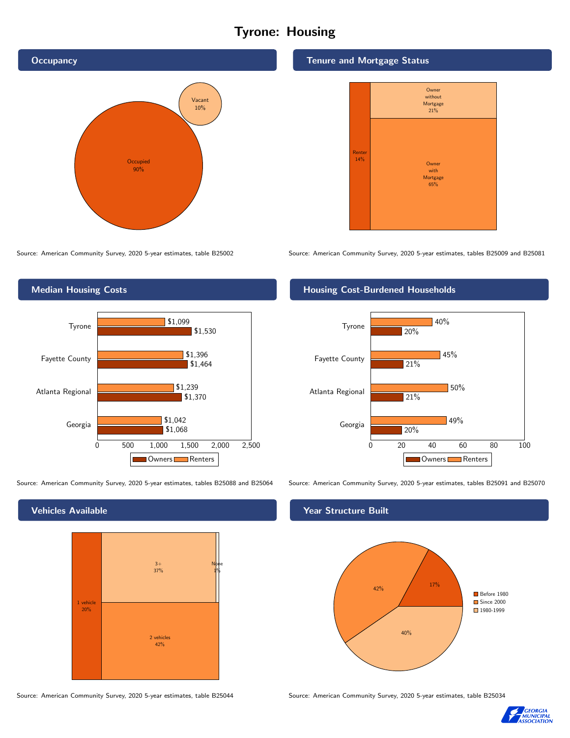# Tyrone: Housing

## Occupancy

Vacant
10%

Occupied
90%

Source: American Community Survey, 2020 5-year estimates, table B25002

## Tenure and Mortgage Status

Owner without Mortgage
21%

Renter
14%

Owner with Mortgage
65%

Source: American Community Survey, 2020 5-year estimates, tables B25009 and B25081

## Median Housing Costs

Tyrone
$1,099
$1,530

Fayette County
$1,396
$1,464

Atlanta Regional
$1,239
$1,370

Georgia
$1,042
$1,068

0 500 1,000 1,500 2,000 2,500

Owners Renters

Source: American Community Survey, 2020 5-year estimates, tables B25088 and B25064

## Housing Cost-Burdened Households

Tyrone
40%
20%

Fayette County
45%
21%

Atlanta Regional
50%
21%

Georgia
49%
20%

0 20 40 60 80 100

Owners Renters

Source: American Community Survey, 2020 5-year estimates, tables B25091 and B25070

## Vehicles Available

1 vehicle
20%

3+
37%

None
1%

2 vehicles
42%

Source: American Community Survey, 2020 5-year estimates, table B25044

## Year Structure Built

17%

42%

40%

Before 1980
Since 2000
1980-1999

Source: American Community Survey, 2020 5-year estimates, table B25034

GEORGIA MUNICIPAL ASSOCIATION